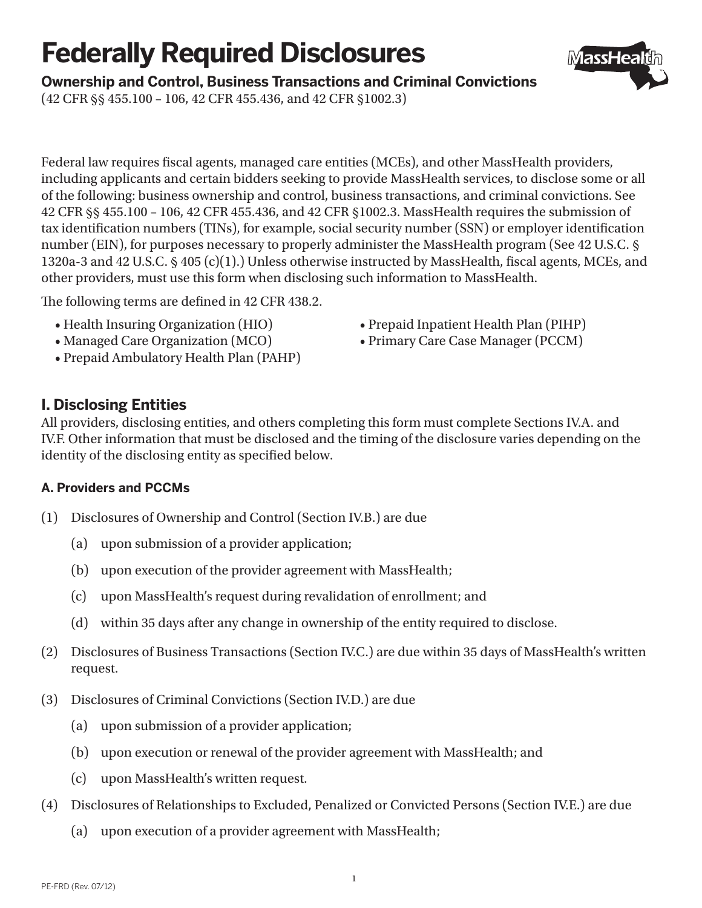# Federally Required Disclosures

**Ownership and Control, Business Transactions and Criminal Convictions**

(42 CFR §§ 455.100 – 106, 42 CFR 455.436, and 42 CFR §1002.3)

Federal law requires fiscal agents, managed care entities (MCEs), and other MassHealth providers, including applicants and certain bidders seeking to provide MassHealth services, to disclose some or all of the following: business ownership and control, business transactions, and criminal convictions. See 42 CFR §§ 455.100 – 106, 42 CFR 455.436, and 42 CFR §1002.3. MassHealth requires the submission of tax identification numbers (TINs), for example, social security number (SSN) or employer identification number (EIN), for purposes necessary to properly administer the MassHealth program (See 42 U.S.C. § 1320a-3 and 42 U.S.C. § 405 (c)(1).) Unless otherwise instructed by MassHealth, fiscal agents, MCEs, and other providers, must use this form when disclosing such information to MassHealth.

The following terms are defined in 42 CFR 438.2.

- Health Insuring Organization (HIO)
- Managed Care Organization (MCO)
- Prepaid Ambulatory Health Plan (PAHP)
- Prepaid Inpatient Health Plan (PIHP)
- Primary Care Case Manager (PCCM)

## I. Disclosing Entities

All providers, disclosing entities, and others completing this form must complete Sections IV.A. and IV.F. Other information that must be disclosed and the timing of the disclosure varies depending on the identity of the disclosing entity as specified below.

### A. Providers and PCCMs

(1) Disclosures of Ownership and Control (Section IV.B.) are due

   (a) upon submission of a provider application;

   (b) upon execution of the provider agreement with MassHealth;

   (c) upon MassHealth's request during revalidation of enrollment; and

   (d) within 35 days after any change in ownership of the entity required to disclose.

(2) Disclosures of Business Transactions (Section IV.C.) are due within 35 days of MassHealth's written request.

(3) Disclosures of Criminal Convictions (Section IV.D.) are due

   (a) upon submission of a provider application;

   (b) upon execution or renewal of the provider agreement with MassHealth; and

   (c) upon MassHealth's written request.

(4) Disclosures of Relationships to Excluded, Penalized or Convicted Persons (Section IV.E.) are due

   (a) upon execution of a provider agreement with MassHealth;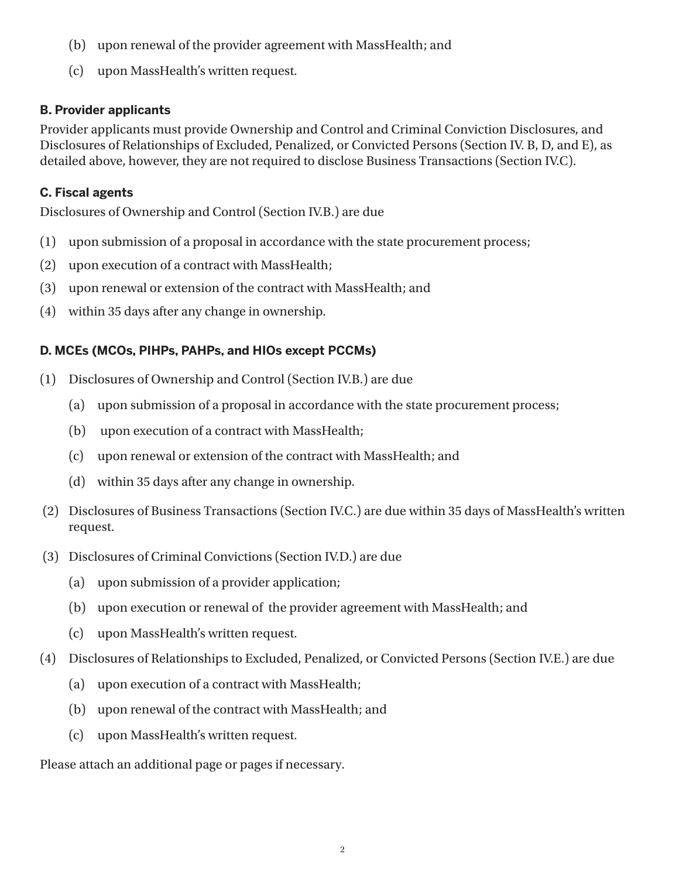(b) upon renewal of the provider agreement with MassHealth; and

(c) upon MassHealth's written request.

### B. Provider applicants

Provider applicants must provide Ownership and Control and Criminal Conviction Disclosures, and Disclosures of Relationships of Excluded, Penalized, or Convicted Persons (Section IV. B, D, and E), as detailed above, however, they are not required to disclose Business Transactions (Section IV.C).

### C. Fiscal agents

Disclosures of Ownership and Control (Section IV.B.) are due

(1) upon submission of a proposal in accordance with the state procurement process;

(2) upon execution of a contract with MassHealth;

(3) upon renewal or extension of the contract with MassHealth; and

(4) within 35 days after any change in ownership.

### D. MCEs (MCOs, PIHPs, PAHPs, and HIOs except PCCMs)

(1) Disclosures of Ownership and Control (Section IV.B.) are due

  (a) upon submission of a proposal in accordance with the state procurement process;

  (b) upon execution of a contract with MassHealth;

  (c) upon renewal or extension of the contract with MassHealth; and

  (d) within 35 days after any change in ownership.

(2) Disclosures of Business Transactions (Section IV.C.) are due within 35 days of MassHealth's written request.

(3) Disclosures of Criminal Convictions (Section IV.D.) are due

  (a) upon submission of a provider application;

  (b) upon execution or renewal of the provider agreement with MassHealth; and

  (c) upon MassHealth's written request.

(4) Disclosures of Relationships to Excluded, Penalized, or Convicted Persons (Section IV.E.) are due

  (a) upon execution of a contract with MassHealth;

  (b) upon renewal of the contract with MassHealth; and

  (c) upon MassHealth's written request.

Please attach an additional page or pages if necessary.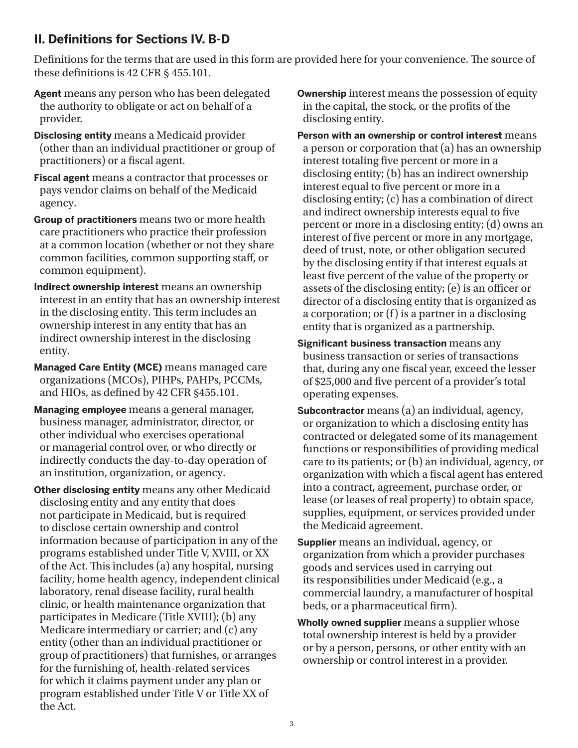## II. Definitions for Sections IV. B-D

Definitions for the terms that are used in this form are provided here for your convenience. The source of these definitions is 42 CFR § 455.101.

**Agent** means any person who has been delegated the authority to obligate or act on behalf of a provider.

**Disclosing entity** means a Medicaid provider (other than an individual practitioner or group of practitioners) or a fiscal agent.

**Fiscal agent** means a contractor that processes or pays vendor claims on behalf of the Medicaid agency.

**Group of practitioners** means two or more health care practitioners who practice their profession at a common location (whether or not they share common facilities, common supporting staff, or common equipment).

**Indirect ownership interest** means an ownership interest in an entity that has an ownership interest in the disclosing entity. This term includes an ownership interest in any entity that has an indirect ownership interest in the disclosing entity.

**Managed Care Entity (MCE)** means managed care organizations (MCOs), PIHPs, PAHPs, PCCMs, and HIOs, as defined by 42 CFR §455.101.

**Managing employee** means a general manager, business manager, administrator, director, or other individual who exercises operational or managerial control over, or who directly or indirectly conducts the day-to-day operation of an institution, organization, or agency.

**Other disclosing entity** means any other Medicaid disclosing entity and any entity that does not participate in Medicaid, but is required to disclose certain ownership and control information because of participation in any of the programs established under Title V, XVIII, or XX of the Act. This includes (a) any hospital, nursing facility, home health agency, independent clinical laboratory, renal disease facility, rural health clinic, or health maintenance organization that participates in Medicare (Title XVIII); (b) any Medicare intermediary or carrier; and (c) any entity (other than an individual practitioner or group of practitioners) that furnishes, or arranges for the furnishing of, health-related services for which it claims payment under any plan or program established under Title V or Title XX of the Act.

**Ownership** interest means the possession of equity in the capital, the stock, or the profits of the disclosing entity.

**Person with an ownership or control interest** means a person or corporation that (a) has an ownership interest totaling five percent or more in a disclosing entity; (b) has an indirect ownership interest equal to five percent or more in a disclosing entity; (c) has a combination of direct and indirect ownership interests equal to five percent or more in a disclosing entity; (d) owns an interest of five percent or more in any mortgage, deed of trust, note, or other obligation secured by the disclosing entity if that interest equals at least five percent of the value of the property or assets of the disclosing entity; (e) is an officer or director of a disclosing entity that is organized as a corporation; or (f) is a partner in a disclosing entity that is organized as a partnership.

**Significant business transaction** means any business transaction or series of transactions that, during any one fiscal year, exceed the lesser of $25,000 and five percent of a provider's total operating expenses.

**Subcontractor** means (a) an individual, agency, or organization to which a disclosing entity has contracted or delegated some of its management functions or responsibilities of providing medical care to its patients; or (b) an individual, agency, or organization with which a fiscal agent has entered into a contract, agreement, purchase order, or lease (or leases of real property) to obtain space, supplies, equipment, or services provided under the Medicaid agreement.

**Supplier** means an individual, agency, or organization from which a provider purchases goods and services used in carrying out its responsibilities under Medicaid (e.g., a commercial laundry, a manufacturer of hospital beds, or a pharmaceutical firm).

**Wholly owned supplier** means a supplier whose total ownership interest is held by a provider or by a person, persons, or other entity with an ownership or control interest in a provider.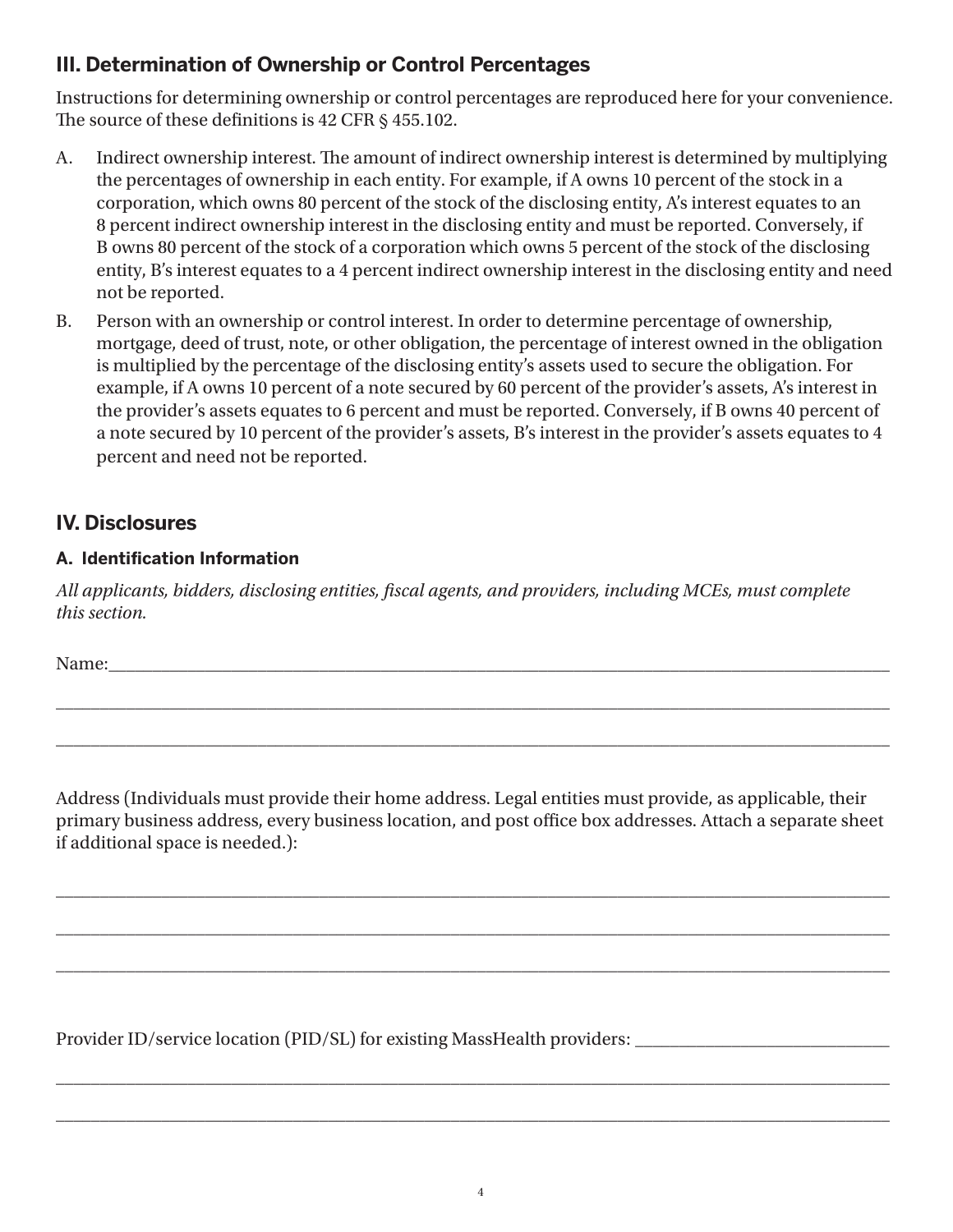## III. Determination of Ownership or Control Percentages

Instructions for determining ownership or control percentages are reproduced here for your convenience. The source of these definitions is 42 CFR § 455.102.

A. Indirect ownership interest. The amount of indirect ownership interest is determined by multiplying the percentages of ownership in each entity. For example, if A owns 10 percent of the stock in a corporation, which owns 80 percent of the stock of the disclosing entity, A's interest equates to an 8 percent indirect ownership interest in the disclosing entity and must be reported. Conversely, if B owns 80 percent of the stock of a corporation which owns 5 percent of the stock of the disclosing entity, B's interest equates to a 4 percent indirect ownership interest in the disclosing entity and need not be reported.

B. Person with an ownership or control interest. In order to determine percentage of ownership, mortgage, deed of trust, note, or other obligation, the percentage of interest owned in the obligation is multiplied by the percentage of the disclosing entity's assets used to secure the obligation. For example, if A owns 10 percent of a note secured by 60 percent of the provider's assets, A's interest in the provider's assets equates to 6 percent and must be reported. Conversely, if B owns 40 percent of a note secured by 10 percent of the provider's assets, B's interest in the provider's assets equates to 4 percent and need not be reported.

## IV. Disclosures

### A. Identification Information

*All applicants, bidders, disclosing entities, fiscal agents, and providers, including MCEs, must complete this section.*

Name:______________________________________________________________________________

___________________________________________________________________________________

___________________________________________________________________________________

Address (Individuals must provide their home address. Legal entities must provide, as applicable, their primary business address, every business location, and post office box addresses. Attach a separate sheet if additional space is needed.):

___________________________________________________________________________________

___________________________________________________________________________________

___________________________________________________________________________________

Provider ID/service location (PID/SL) for existing MassHealth providers: ________________________

___________________________________________________________________________________

___________________________________________________________________________________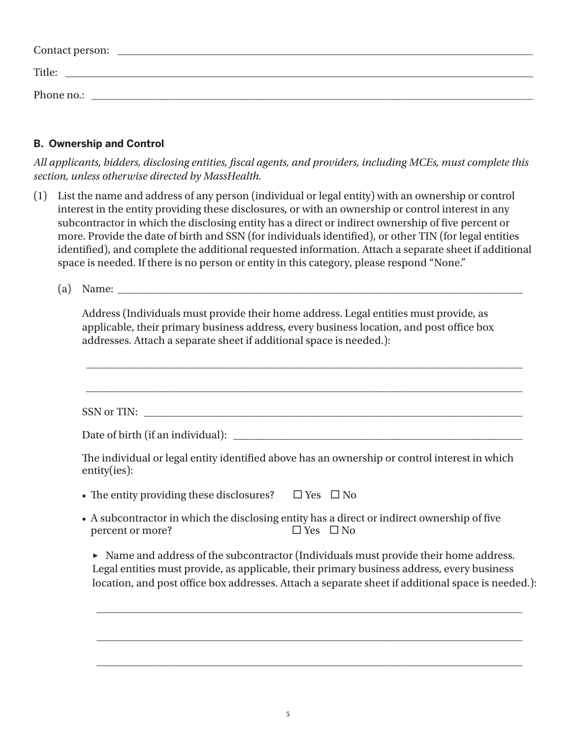Contact person: ___________________________________________

Title: ___________________________________________

Phone no.: ___________________________________________

### B. Ownership and Control

*All applicants, bidders, disclosing entities, fiscal agents, and providers, including MCEs, must complete this section, unless otherwise directed by MassHealth.*

(1) List the name and address of any person (individual or legal entity) with an ownership or control interest in the entity providing these disclosures, or with an ownership or control interest in any subcontractor in which the disclosing entity has a direct or indirect ownership of five percent or more. Provide the date of birth and SSN (for individuals identified), or other TIN (for legal entities identified), and complete the additional requested information. Attach a separate sheet if additional space is needed. If there is no person or entity in this category, please respond "None."

(a) Name: ___________________________________________

Address (Individuals must provide their home address. Legal entities must provide, as applicable, their primary business address, every business location, and post office box addresses. Attach a separate sheet if additional space is needed.):

___________________________________________

___________________________________________

SSN or TIN: ___________________________________________

Date of birth (if an individual): ___________________________________________

The individual or legal entity identified above has an ownership or control interest in which entity(ies):

- The entity providing these disclosures? ☐ Yes ☐ No
- A subcontractor in which the disclosing entity has a direct or indirect ownership of five percent or more? ☐ Yes ☐ No

► Name and address of the subcontractor (Individuals must provide their home address. Legal entities must provide, as applicable, their primary business address, every business location, and post office box addresses. Attach a separate sheet if additional space is needed.):

___________________________________________

___________________________________________

___________________________________________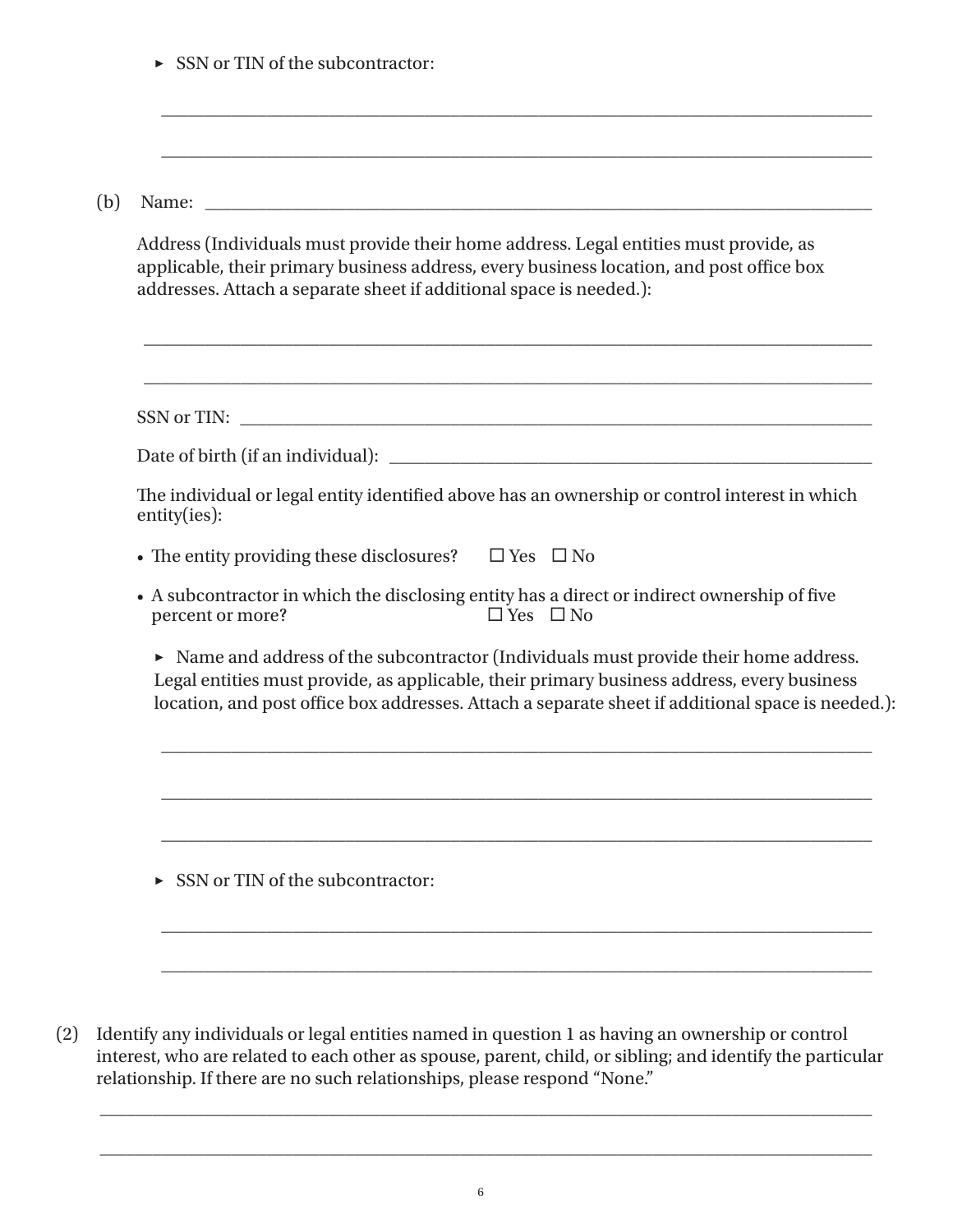- ► SSN or TIN of the subcontractor:

  ______________________________________________________________________

  ______________________________________________________________________

(b) Name: ______________________________________________________________________

Address (Individuals must provide their home address. Legal entities must provide, as applicable, their primary business address, every business location, and post office box addresses. Attach a separate sheet if additional space is needed.):

______________________________________________________________________

______________________________________________________________________

SSN or TIN: ______________________________________________________________________

Date of birth (if an individual): ______________________________________________

The individual or legal entity identified above has an ownership or control interest in which entity(ies):

- The entity providing these disclosures? ☐ Yes ☐ No
- A subcontractor in which the disclosing entity has a direct or indirect ownership of five percent or more? ☐ Yes ☐ No

  ► Name and address of the subcontractor (Individuals must provide their home address. Legal entities must provide, as applicable, their primary business address, every business location, and post office box addresses. Attach a separate sheet if additional space is needed.):

  ______________________________________________________________________

  ______________________________________________________________________

  ______________________________________________________________________

  ► SSN or TIN of the subcontractor:

  ______________________________________________________________________

  ______________________________________________________________________

(2) Identify any individuals or legal entities named in question 1 as having an ownership or control interest, who are related to each other as spouse, parent, child, or sibling; and identify the particular relationship. If there are no such relationships, please respond "None."

______________________________________________________________________

______________________________________________________________________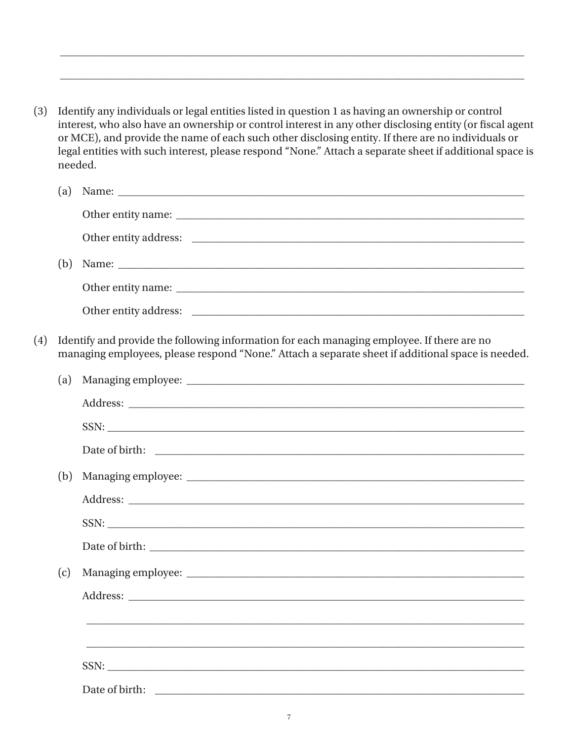\_\_\_\_\_\_\_\_\_\_\_\_\_\_\_\_\_\_\_\_\_\_\_\_\_\_\_\_\_\_\_\_\_\_\_\_\_\_\_\_\_\_\_\_\_\_\_\_\_\_\_\_\_\_\_\_\_\_\_\_\_\_\_\_\_\_\_\_\_\_\_\_\_\_\_\_

\_\_\_\_\_\_\_\_\_\_\_\_\_\_\_\_\_\_\_\_\_\_\_\_\_\_\_\_\_\_\_\_\_\_\_\_\_\_\_\_\_\_\_\_\_\_\_\_\_\_\_\_\_\_\_\_\_\_\_\_\_\_\_\_\_\_\_\_\_\_\_\_\_\_\_\_

(3) Identify any individuals or legal entities listed in question 1 as having an ownership or control interest, who also have an ownership or control interest in any other disclosing entity (or fiscal agent or MCE), and provide the name of each such other disclosing entity. If there are no individuals or legal entities with such interest, please respond "None." Attach a separate sheet if additional space is needed.

(a) Name: \_\_\_\_\_\_\_\_\_\_\_\_\_\_\_\_\_\_\_\_\_\_\_\_\_\_\_\_\_\_\_\_\_\_\_\_\_\_\_\_\_\_\_\_\_\_\_\_\_\_\_\_\_\_\_\_\_\_\_\_\_\_\_\_

Other entity name: \_\_\_\_\_\_\_\_\_\_\_\_\_\_\_\_\_\_\_\_\_\_\_\_\_\_\_\_\_\_\_\_\_\_\_\_\_\_\_\_\_\_\_\_\_\_\_\_\_\_\_\_\_\_\_\_

Other entity address: \_\_\_\_\_\_\_\_\_\_\_\_\_\_\_\_\_\_\_\_\_\_\_\_\_\_\_\_\_\_\_\_\_\_\_\_\_\_\_\_\_\_\_\_\_\_\_\_\_\_\_\_\_\_

(b) Name: \_\_\_\_\_\_\_\_\_\_\_\_\_\_\_\_\_\_\_\_\_\_\_\_\_\_\_\_\_\_\_\_\_\_\_\_\_\_\_\_\_\_\_\_\_\_\_\_\_\_\_\_\_\_\_\_\_\_\_\_\_\_\_\_

Other entity name: \_\_\_\_\_\_\_\_\_\_\_\_\_\_\_\_\_\_\_\_\_\_\_\_\_\_\_\_\_\_\_\_\_\_\_\_\_\_\_\_\_\_\_\_\_\_\_\_\_\_\_\_\_\_\_\_

Other entity address: \_\_\_\_\_\_\_\_\_\_\_\_\_\_\_\_\_\_\_\_\_\_\_\_\_\_\_\_\_\_\_\_\_\_\_\_\_\_\_\_\_\_\_\_\_\_\_\_\_\_\_\_\_\_

(4) Identify and provide the following information for each managing employee. If there are no managing employees, please respond "None." Attach a separate sheet if additional space is needed.

(a) Managing employee: \_\_\_\_\_\_\_\_\_\_\_\_\_\_\_\_\_\_\_\_\_\_\_\_\_\_\_\_\_\_\_\_\_\_\_\_\_\_\_\_\_\_\_\_\_\_\_\_\_\_\_\_\_\_

Address: \_\_\_\_\_\_\_\_\_\_\_\_\_\_\_\_\_\_\_\_\_\_\_\_\_\_\_\_\_\_\_\_\_\_\_\_\_\_\_\_\_\_\_\_\_\_\_\_\_\_\_\_\_\_\_\_\_\_\_\_\_\_\_

SSN: \_\_\_\_\_\_\_\_\_\_\_\_\_\_\_\_\_\_\_\_\_\_\_\_\_\_\_\_\_\_\_\_\_\_\_\_\_\_\_\_\_\_\_\_\_\_\_\_\_\_\_\_\_\_\_\_\_\_\_\_\_\_\_\_\_\_

Date of birth: \_\_\_\_\_\_\_\_\_\_\_\_\_\_\_\_\_\_\_\_\_\_\_\_\_\_\_\_\_\_\_\_\_\_\_\_\_\_\_\_\_\_\_\_\_\_\_\_\_\_\_\_\_\_\_\_\_\_\_

(b) Managing employee: \_\_\_\_\_\_\_\_\_\_\_\_\_\_\_\_\_\_\_\_\_\_\_\_\_\_\_\_\_\_\_\_\_\_\_\_\_\_\_\_\_\_\_\_\_\_\_\_\_\_\_\_\_\_

Address: \_\_\_\_\_\_\_\_\_\_\_\_\_\_\_\_\_\_\_\_\_\_\_\_\_\_\_\_\_\_\_\_\_\_\_\_\_\_\_\_\_\_\_\_\_\_\_\_\_\_\_\_\_\_\_\_\_\_\_\_\_\_\_

SSN: \_\_\_\_\_\_\_\_\_\_\_\_\_\_\_\_\_\_\_\_\_\_\_\_\_\_\_\_\_\_\_\_\_\_\_\_\_\_\_\_\_\_\_\_\_\_\_\_\_\_\_\_\_\_\_\_\_\_\_\_\_\_\_\_\_\_

Date of birth: \_\_\_\_\_\_\_\_\_\_\_\_\_\_\_\_\_\_\_\_\_\_\_\_\_\_\_\_\_\_\_\_\_\_\_\_\_\_\_\_\_\_\_\_\_\_\_\_\_\_\_\_\_\_\_\_\_\_\_

(c) Managing employee: \_\_\_\_\_\_\_\_\_\_\_\_\_\_\_\_\_\_\_\_\_\_\_\_\_\_\_\_\_\_\_\_\_\_\_\_\_\_\_\_\_\_\_\_\_\_\_\_\_\_\_\_\_\_

Address: \_\_\_\_\_\_\_\_\_\_\_\_\_\_\_\_\_\_\_\_\_\_\_\_\_\_\_\_\_\_\_\_\_\_\_\_\_\_\_\_\_\_\_\_\_\_\_\_\_\_\_\_\_\_\_\_\_\_\_\_\_\_\_

\_\_\_\_\_\_\_\_\_\_\_\_\_\_\_\_\_\_\_\_\_\_\_\_\_\_\_\_\_\_\_\_\_\_\_\_\_\_\_\_\_\_\_\_\_\_\_\_\_\_\_\_\_\_\_\_\_\_\_\_\_\_\_\_\_\_\_\_\_\_\_

\_\_\_\_\_\_\_\_\_\_\_\_\_\_\_\_\_\_\_\_\_\_\_\_\_\_\_\_\_\_\_\_\_\_\_\_\_\_\_\_\_\_\_\_\_\_\_\_\_\_\_\_\_\_\_\_\_\_\_\_\_\_\_\_\_\_\_\_\_\_\_

SSN: \_\_\_\_\_\_\_\_\_\_\_\_\_\_\_\_\_\_\_\_\_\_\_\_\_\_\_\_\_\_\_\_\_\_\_\_\_\_\_\_\_\_\_\_\_\_\_\_\_\_\_\_\_\_\_\_\_\_\_\_\_\_\_\_\_\_

Date of birth: \_\_\_\_\_\_\_\_\_\_\_\_\_\_\_\_\_\_\_\_\_\_\_\_\_\_\_\_\_\_\_\_\_\_\_\_\_\_\_\_\_\_\_\_\_\_\_\_\_\_\_\_\_\_\_\_\_\_\_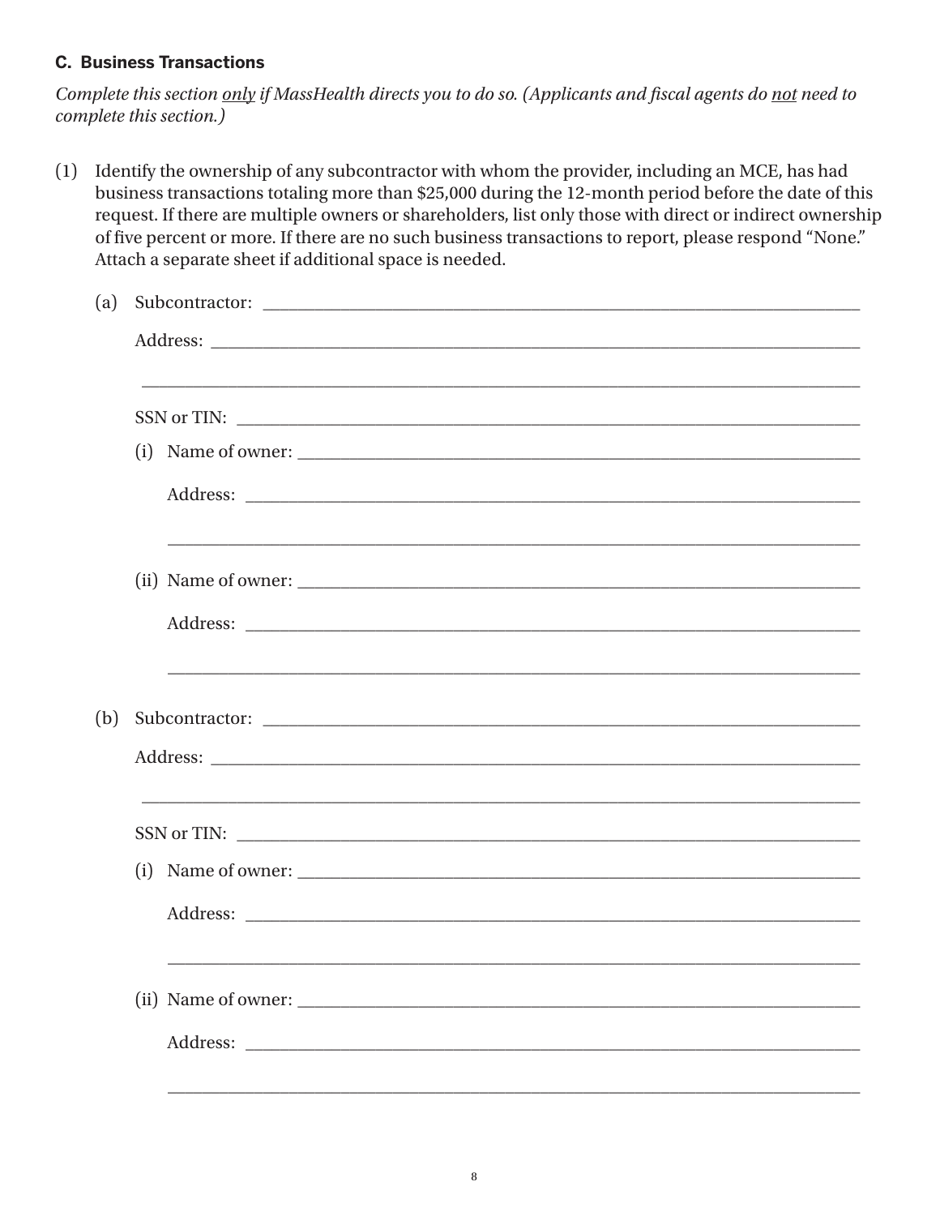### C. Business Transactions

*Complete this section only if MassHealth directs you to do so. (Applicants and fiscal agents do not need to complete this section.)*

(1) Identify the ownership of any subcontractor with whom the provider, including an MCE, has had business transactions totaling more than $25,000 during the 12-month period before the date of this request. If there are multiple owners or shareholders, list only those with direct or indirect ownership of five percent or more. If there are no such business transactions to report, please respond "None." Attach a separate sheet if additional space is needed.

(a) Subcontractor: ______________________________

Address: ______________________________

______________________________

SSN or TIN: ______________________________

(i) Name of owner: ______________________________

Address: ______________________________

______________________________

(ii) Name of owner: ______________________________

Address: ______________________________

______________________________

(b) Subcontractor: ______________________________

Address: ______________________________

______________________________

SSN or TIN: ______________________________

(i) Name of owner: ______________________________

Address: ______________________________

______________________________

(ii) Name of owner: ______________________________

Address: ______________________________

______________________________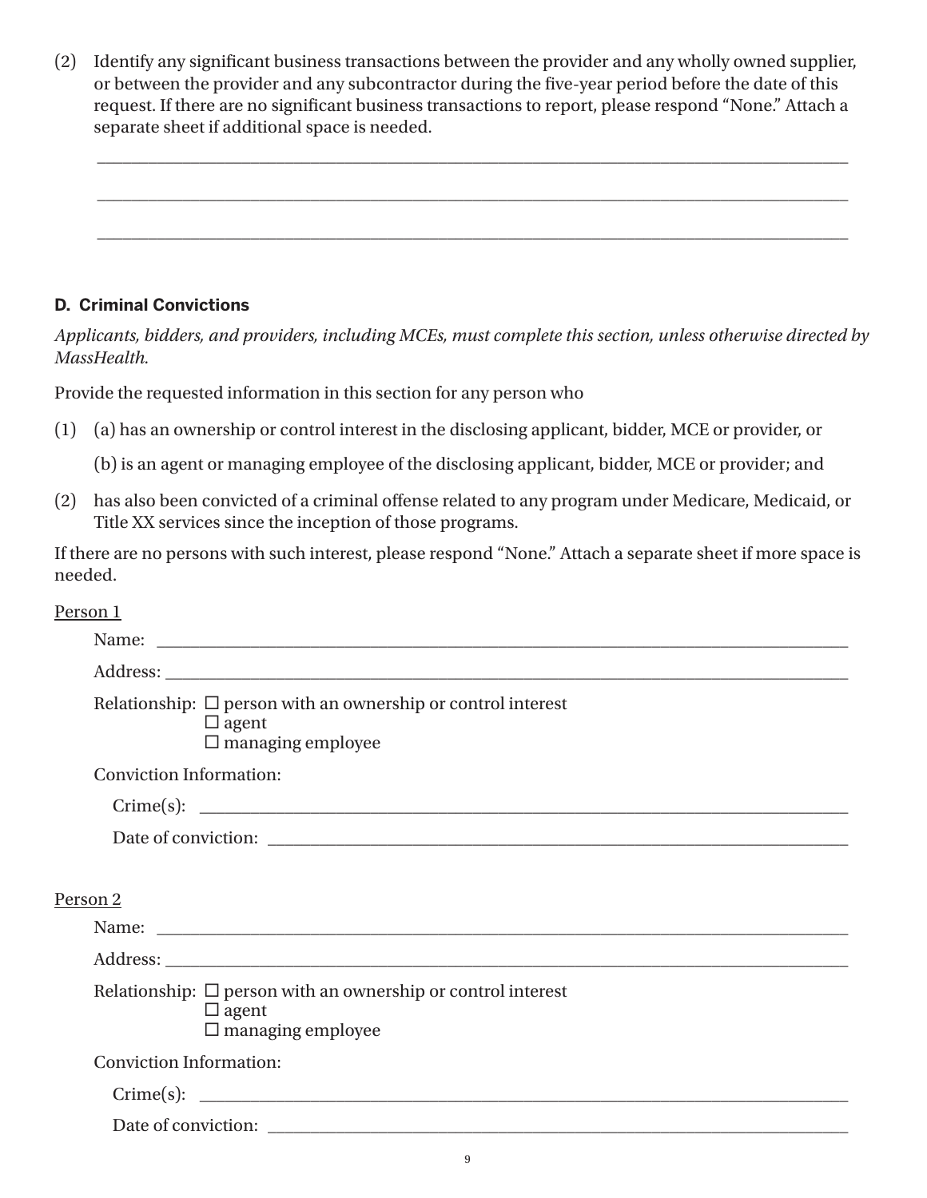(2) Identify any significant business transactions between the provider and any wholly owned supplier, or between the provider and any subcontractor during the five-year period before the date of this request. If there are no significant business transactions to report, please respond "None." Attach a separate sheet if additional space is needed.

\_\_\_\_\_\_\_\_\_\_\_\_\_\_\_\_\_\_\_\_\_\_\_\_\_\_\_\_\_\_\_\_\_\_\_\_\_\_\_\_\_\_\_\_\_\_\_\_\_\_\_\_\_\_\_\_\_\_\_\_\_\_\_\_\_\_\_\_\_\_\_\_\_\_\_\_

\_\_\_\_\_\_\_\_\_\_\_\_\_\_\_\_\_\_\_\_\_\_\_\_\_\_\_\_\_\_\_\_\_\_\_\_\_\_\_\_\_\_\_\_\_\_\_\_\_\_\_\_\_\_\_\_\_\_\_\_\_\_\_\_\_\_\_\_\_\_\_\_\_\_\_\_

\_\_\_\_\_\_\_\_\_\_\_\_\_\_\_\_\_\_\_\_\_\_\_\_\_\_\_\_\_\_\_\_\_\_\_\_\_\_\_\_\_\_\_\_\_\_\_\_\_\_\_\_\_\_\_\_\_\_\_\_\_\_\_\_\_\_\_\_\_\_\_\_\_\_\_\_

### D. Criminal Convictions

*Applicants, bidders, and providers, including MCEs, must complete this section, unless otherwise directed by MassHealth.*

Provide the requested information in this section for any person who

(1) (a) has an ownership or control interest in the disclosing applicant, bidder, MCE or provider, or

(b) is an agent or managing employee of the disclosing applicant, bidder, MCE or provider; and

(2) has also been convicted of a criminal offense related to any program under Medicare, Medicaid, or Title XX services since the inception of those programs.

If there are no persons with such interest, please respond "None." Attach a separate sheet if more space is needed.

Person 1

Name: \_\_\_\_\_\_\_\_\_\_\_\_\_\_\_\_\_\_\_\_\_\_\_\_\_\_\_\_\_\_\_\_\_\_\_\_\_\_\_\_\_\_\_\_\_\_\_\_\_\_\_\_\_\_\_\_\_\_\_\_\_\_\_\_

Address: \_\_\_\_\_\_\_\_\_\_\_\_\_\_\_\_\_\_\_\_\_\_\_\_\_\_\_\_\_\_\_\_\_\_\_\_\_\_\_\_\_\_\_\_\_\_\_\_\_\_\_\_\_\_\_\_\_\_\_\_\_\_

Relationship: ☐ person with an ownership or control interest
☐ agent
☐ managing employee

Conviction Information:

Crime(s): \_\_\_\_\_\_\_\_\_\_\_\_\_\_\_\_\_\_\_\_\_\_\_\_\_\_\_\_\_\_\_\_\_\_\_\_\_\_\_\_\_\_\_\_\_\_\_\_\_\_\_\_\_\_\_\_\_\_\_\_\_

Date of conviction: \_\_\_\_\_\_\_\_\_\_\_\_\_\_\_\_\_\_\_\_\_\_\_\_\_\_\_\_\_\_\_\_\_\_\_\_\_\_\_\_\_\_\_\_\_\_\_\_\_\_\_\_\_

Person 2

Name: \_\_\_\_\_\_\_\_\_\_\_\_\_\_\_\_\_\_\_\_\_\_\_\_\_\_\_\_\_\_\_\_\_\_\_\_\_\_\_\_\_\_\_\_\_\_\_\_\_\_\_\_\_\_\_\_\_\_\_\_\_\_\_\_

Address: \_\_\_\_\_\_\_\_\_\_\_\_\_\_\_\_\_\_\_\_\_\_\_\_\_\_\_\_\_\_\_\_\_\_\_\_\_\_\_\_\_\_\_\_\_\_\_\_\_\_\_\_\_\_\_\_\_\_\_\_\_\_

Relationship: ☐ person with an ownership or control interest
☐ agent
☐ managing employee

Conviction Information:

Crime(s): \_\_\_\_\_\_\_\_\_\_\_\_\_\_\_\_\_\_\_\_\_\_\_\_\_\_\_\_\_\_\_\_\_\_\_\_\_\_\_\_\_\_\_\_\_\_\_\_\_\_\_\_\_\_\_\_\_\_\_\_\_

Date of conviction: \_\_\_\_\_\_\_\_\_\_\_\_\_\_\_\_\_\_\_\_\_\_\_\_\_\_\_\_\_\_\_\_\_\_\_\_\_\_\_\_\_\_\_\_\_\_\_\_\_\_\_\_\_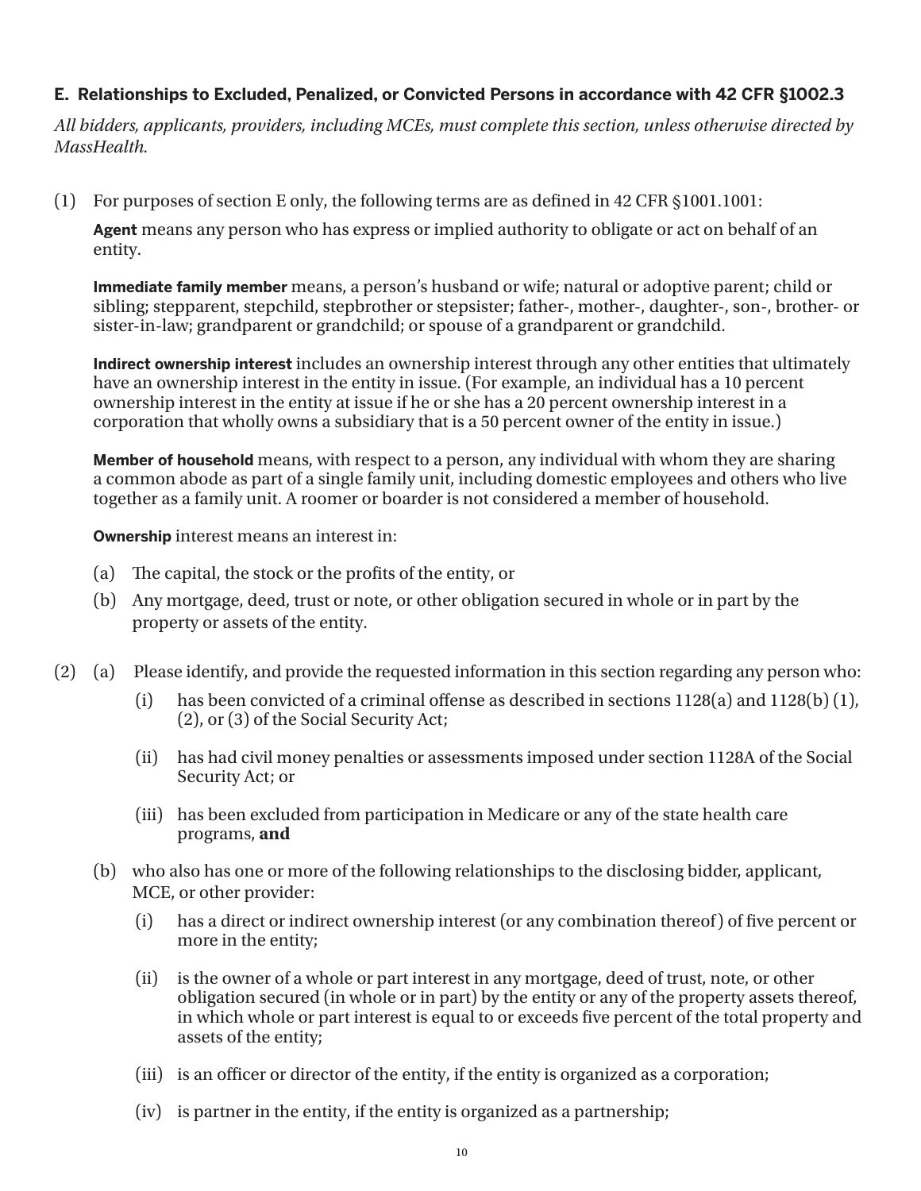## E. Relationships to Excluded, Penalized, or Convicted Persons in accordance with 42 CFR §1002.3

*All bidders, applicants, providers, including MCEs, must complete this section, unless otherwise directed by MassHealth.*

(1) For purposes of section E only, the following terms are as defined in 42 CFR §1001.1001:

**Agent** means any person who has express or implied authority to obligate or act on behalf of an entity.

**Immediate family member** means, a person's husband or wife; natural or adoptive parent; child or sibling; stepparent, stepchild, stepbrother or stepsister; father-, mother-, daughter-, son-, brother- or sister-in-law; grandparent or grandchild; or spouse of a grandparent or grandchild.

**Indirect ownership interest** includes an ownership interest through any other entities that ultimately have an ownership interest in the entity in issue. (For example, an individual has a 10 percent ownership interest in the entity at issue if he or she has a 20 percent ownership interest in a corporation that wholly owns a subsidiary that is a 50 percent owner of the entity in issue.)

**Member of household** means, with respect to a person, any individual with whom they are sharing a common abode as part of a single family unit, including domestic employees and others who live together as a family unit. A roomer or boarder is not considered a member of household.

**Ownership** interest means an interest in:

- (a) The capital, the stock or the profits of the entity, or
- (b) Any mortgage, deed, trust or note, or other obligation secured in whole or in part by the property or assets of the entity.

(2) (a) Please identify, and provide the requested information in this section regarding any person who:

- (i) has been convicted of a criminal offense as described in sections 1128(a) and 1128(b) (1), (2), or (3) of the Social Security Act;
- (ii) has had civil money penalties or assessments imposed under section 1128A of the Social Security Act; or
- (iii) has been excluded from participation in Medicare or any of the state health care programs, **and**

(b) who also has one or more of the following relationships to the disclosing bidder, applicant, MCE, or other provider:

- (i) has a direct or indirect ownership interest (or any combination thereof) of five percent or more in the entity;
- (ii) is the owner of a whole or part interest in any mortgage, deed of trust, note, or other obligation secured (in whole or in part) by the entity or any of the property assets thereof, in which whole or part interest is equal to or exceeds five percent of the total property and assets of the entity;
- (iii) is an officer or director of the entity, if the entity is organized as a corporation;
- (iv) is partner in the entity, if the entity is organized as a partnership;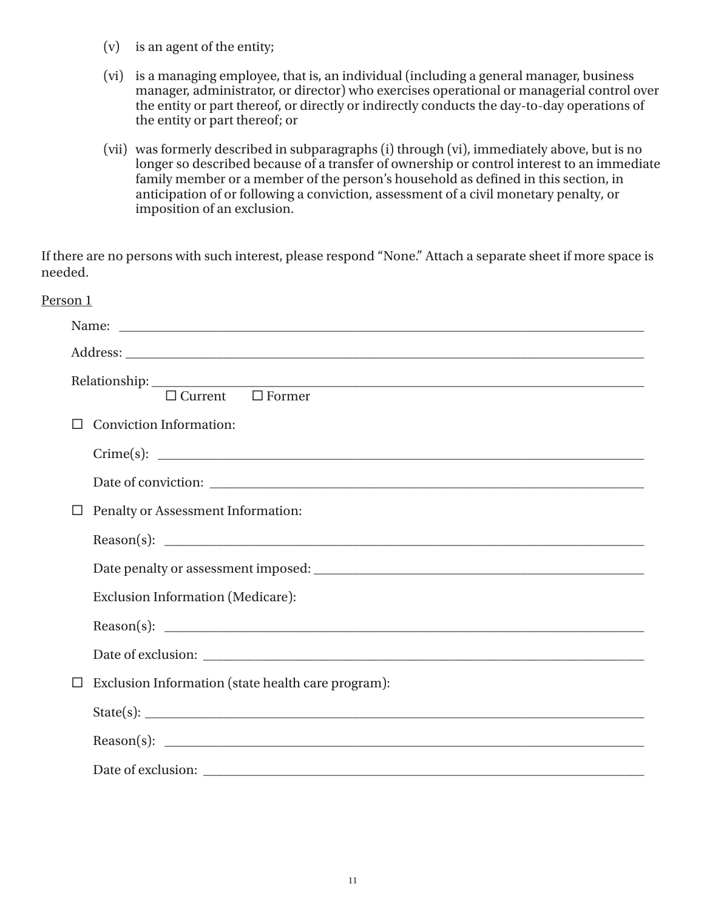(v) is an agent of the entity;

(vi) is a managing employee, that is, an individual (including a general manager, business manager, administrator, or director) who exercises operational or managerial control over the entity or part thereof, or directly or indirectly conducts the day-to-day operations of the entity or part thereof; or

(vii) was formerly described in subparagraphs (i) through (vi), immediately above, but is no longer so described because of a transfer of ownership or control interest to an immediate family member or a member of the person's household as defined in this section, in anticipation of or following a conviction, assessment of a civil monetary penalty, or imposition of an exclusion.

If there are no persons with such interest, please respond "None." Attach a separate sheet if more space is needed.

Person 1

Name: ______________________________

Address: ______________________________

Relationship: ______________________________
☐ Current ☐ Former

☐ Conviction Information:

Crime(s): ______________________________

Date of conviction: ______________________________

☐ Penalty or Assessment Information:

Reason(s): ______________________________

Date penalty or assessment imposed: ______________________________

Exclusion Information (Medicare):

Reason(s): ______________________________

Date of exclusion: ______________________________

☐ Exclusion Information (state health care program):

State(s): ______________________________

Reason(s): ______________________________

Date of exclusion: ______________________________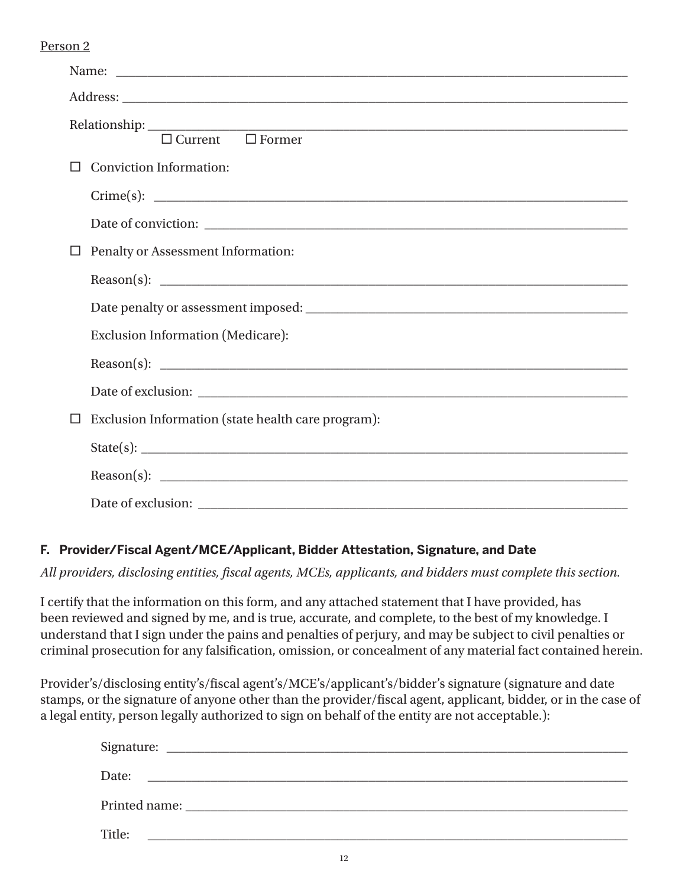Person 2

Name: ______________________________________________

Address: ______________________________________________

Relationship: ______________________________________________
☐ Current ☐ Former

☐ Conviction Information:

Crime(s): ______________________________________________

Date of conviction: ______________________________________________

☐ Penalty or Assessment Information:

Reason(s): ______________________________________________

Date penalty or assessment imposed: ______________________________________________

Exclusion Information (Medicare):

Reason(s): ______________________________________________

Date of exclusion: ______________________________________________

☐ Exclusion Information (state health care program):

State(s): ______________________________________________

Reason(s): ______________________________________________

Date of exclusion: ______________________________________________

### F. Provider/Fiscal Agent/MCE/Applicant, Bidder Attestation, Signature, and Date

*All providers, disclosing entities, fiscal agents, MCEs, applicants, and bidders must complete this section.*

I certify that the information on this form, and any attached statement that I have provided, has been reviewed and signed by me, and is true, accurate, and complete, to the best of my knowledge. I understand that I sign under the pains and penalties of perjury, and may be subject to civil penalties or criminal prosecution for any falsification, omission, or concealment of any material fact contained herein.

Provider's/disclosing entity's/fiscal agent's/MCE's/applicant's/bidder's signature (signature and date stamps, or the signature of anyone other than the provider/fiscal agent, applicant, bidder, or in the case of a legal entity, person legally authorized to sign on behalf of the entity are not acceptable.):

Signature: ______________________________________________

Date: ______________________________________________

Printed name: ______________________________________________

Title: ______________________________________________